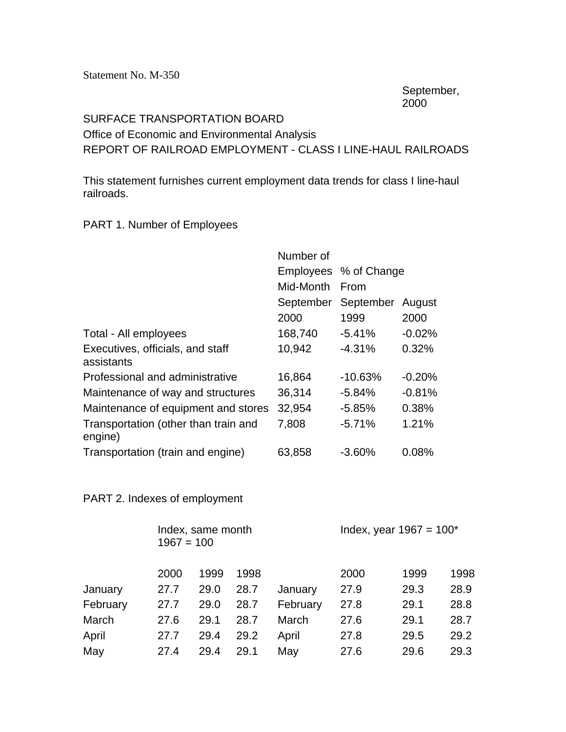Statement No. M-350

September, 2000

SURFACE TRANSPORTATION BOARD

Office of Economic and Environmental Analysis

REPORT OF RAILROAD EMPLOYMENT - CLASS I LINE-HAUL RAILROADS

This statement furnishes current employment data trends for class I line-haul railroads.

PART 1. Number of Employees

| | Number of Employees Mid-Month September 2000 | % of Change From September 1999 | August 2000 |
|---|---|---|---|
| Total - All employees | 168,740 | -5.41% | -0.02% |
| Executives, officials, and staff assistants | 10,942 | -4.31% | 0.32% |
| Professional and administrative | 16,864 | -10.63% | -0.20% |
| Maintenance of way and structures | 36,314 | -5.84% | -0.81% |
| Maintenance of equipment and stores | 32,954 | -5.85% | 0.38% |
| Transportation (other than train and engine) | 7,808 | -5.71% | 1.21% |
| Transportation (train and engine) | 63,858 | -3.60% | 0.08% |

PART 2. Indexes of employment

| | Index, same month 1967 = 100 | | | | Index, year 1967 = 100* | | |
|---|---|---|---|---|---|---|---|
| | 2000 | 1999 | 1998 | | 2000 | 1999 | 1998 |
| January | 27.7 | 29.0 | 28.7 | January | 27.9 | 29.3 | 28.9 |
| February | 27.7 | 29.0 | 28.7 | February | 27.8 | 29.1 | 28.8 |
| March | 27.6 | 29.1 | 28.7 | March | 27.6 | 29.1 | 28.7 |
| April | 27.7 | 29.4 | 29.2 | April | 27.8 | 29.5 | 29.2 |
| May | 27.4 | 29.4 | 29.1 | May | 27.6 | 29.6 | 29.3 |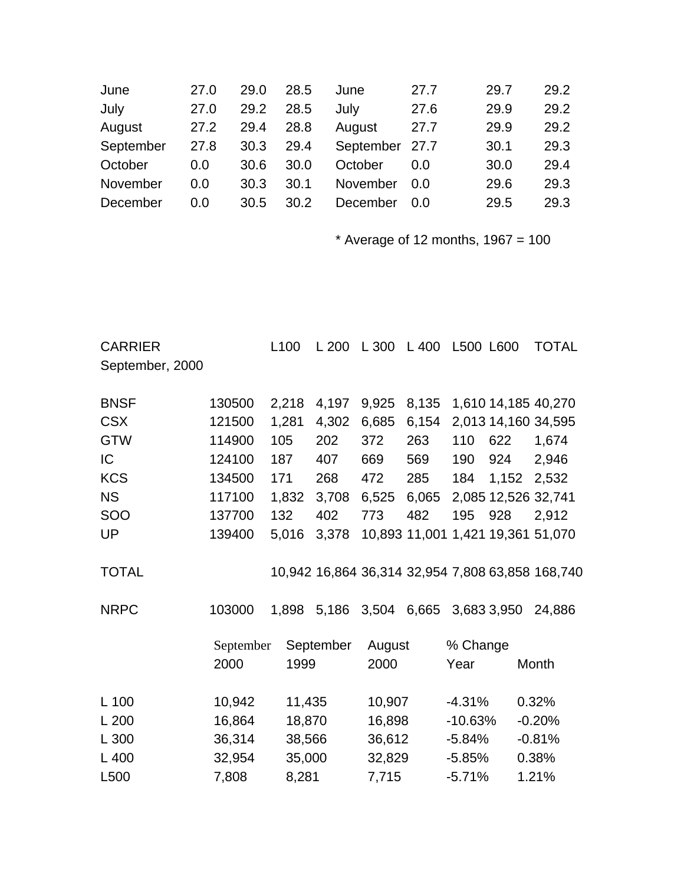| | | | | | | | |
|---|---|---|---|---|---|---|---|
| June | 27.0 | 29.0 | 28.5 | June | 27.7 | 29.7 | 29.2 |
| July | 27.0 | 29.2 | 28.5 | July | 27.6 | 29.9 | 29.2 |
| August | 27.2 | 29.4 | 28.8 | August | 27.7 | 29.9 | 29.2 |
| September | 27.8 | 30.3 | 29.4 | September | 27.7 | 30.1 | 29.3 |
| October | 0.0 | 30.6 | 30.0 | October | 0.0 | 30.0 | 29.4 |
| November | 0.0 | 30.3 | 30.1 | November | 0.0 | 29.6 | 29.3 |
| December | 0.0 | 30.5 | 30.2 | December | 0.0 | 29.5 | 29.3 |

* Average of 12 months, 1967 = 100

| CARRIER September, 2000 | | L100 | L 200 | L 300 | L 400 | L500 | L600 | TOTAL |
|---|---|---|---|---|---|---|---|---|
| BNSF | 130500 | 2,218 | 4,197 | 9,925 | 8,135 | 1,610 | 14,185 | 40,270 |
| CSX | 121500 | 1,281 | 4,302 | 6,685 | 6,154 | 2,013 | 14,160 | 34,595 |
| GTW | 114900 | 105 | 202 | 372 | 263 | 110 | 622 | 1,674 |
| IC | 124100 | 187 | 407 | 669 | 569 | 190 | 924 | 2,946 |
| KCS | 134500 | 171 | 268 | 472 | 285 | 184 | 1,152 | 2,532 |
| NS | 117100 | 1,832 | 3,708 | 6,525 | 6,065 | 2,085 | 12,526 | 32,741 |
| SOO | 137700 | 132 | 402 | 773 | 482 | 195 | 928 | 2,912 |
| UP | 139400 | 5,016 | 3,378 | 10,893 | 11,001 | 1,421 | 19,361 | 51,070 |
| TOTAL | | 10,942 | 16,864 | 36,314 | 32,954 | 7,808 | 63,858 | 168,740 |
| NRPC | 103000 | 1,898 | 5,186 | 3,504 | 6,665 | 3,683 | 3,950 | 24,886 |

| | September 2000 | September 1999 | August 2000 | % Change Year | % Change Month |
|---|---|---|---|---|---|
| L 100 | 10,942 | 11,435 | 10,907 | -4.31% | 0.32% |
| L 200 | 16,864 | 18,870 | 16,898 | -10.63% | -0.20% |
| L 300 | 36,314 | 38,566 | 36,612 | -5.84% | -0.81% |
| L 400 | 32,954 | 35,000 | 32,829 | -5.85% | 0.38% |
| L500 | 7,808 | 8,281 | 7,715 | -5.71% | 1.21% |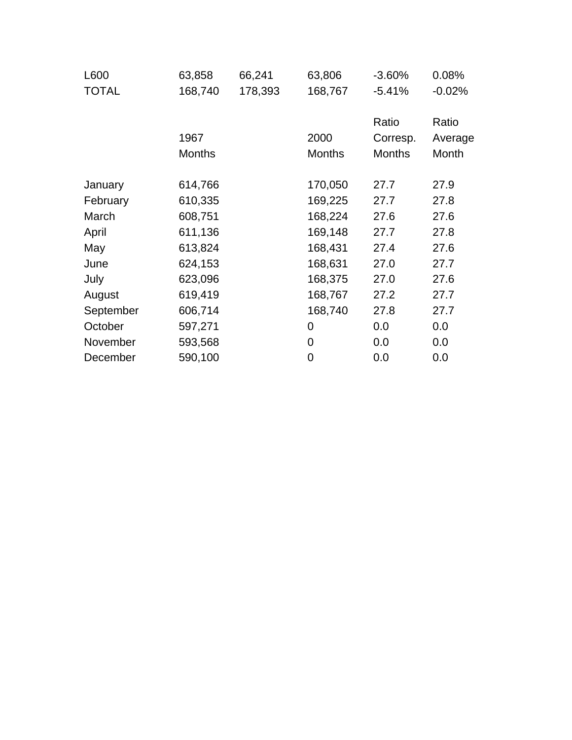| | | | | | |
|---|---|---|---|---|---|
| L600 | 63,858 | 66,241 | 63,806 | -3.60% | 0.08% |
| TOTAL | 168,740 | 178,393 | 168,767 | -5.41% | -0.02% |

| | 1967 Months | | 2000 Months | Ratio Corresp. Months | Ratio Average Month |
|---|---|---|---|---|---|
| January | 614,766 | | 170,050 | 27.7 | 27.9 |
| February | 610,335 | | 169,225 | 27.7 | 27.8 |
| March | 608,751 | | 168,224 | 27.6 | 27.6 |
| April | 611,136 | | 169,148 | 27.7 | 27.8 |
| May | 613,824 | | 168,431 | 27.4 | 27.6 |
| June | 624,153 | | 168,631 | 27.0 | 27.7 |
| July | 623,096 | | 168,375 | 27.0 | 27.6 |
| August | 619,419 | | 168,767 | 27.2 | 27.7 |
| September | 606,714 | | 168,740 | 27.8 | 27.7 |
| October | 597,271 | | 0 | 0.0 | 0.0 |
| November | 593,568 | | 0 | 0.0 | 0.0 |
| December | 590,100 | | 0 | 0.0 | 0.0 |